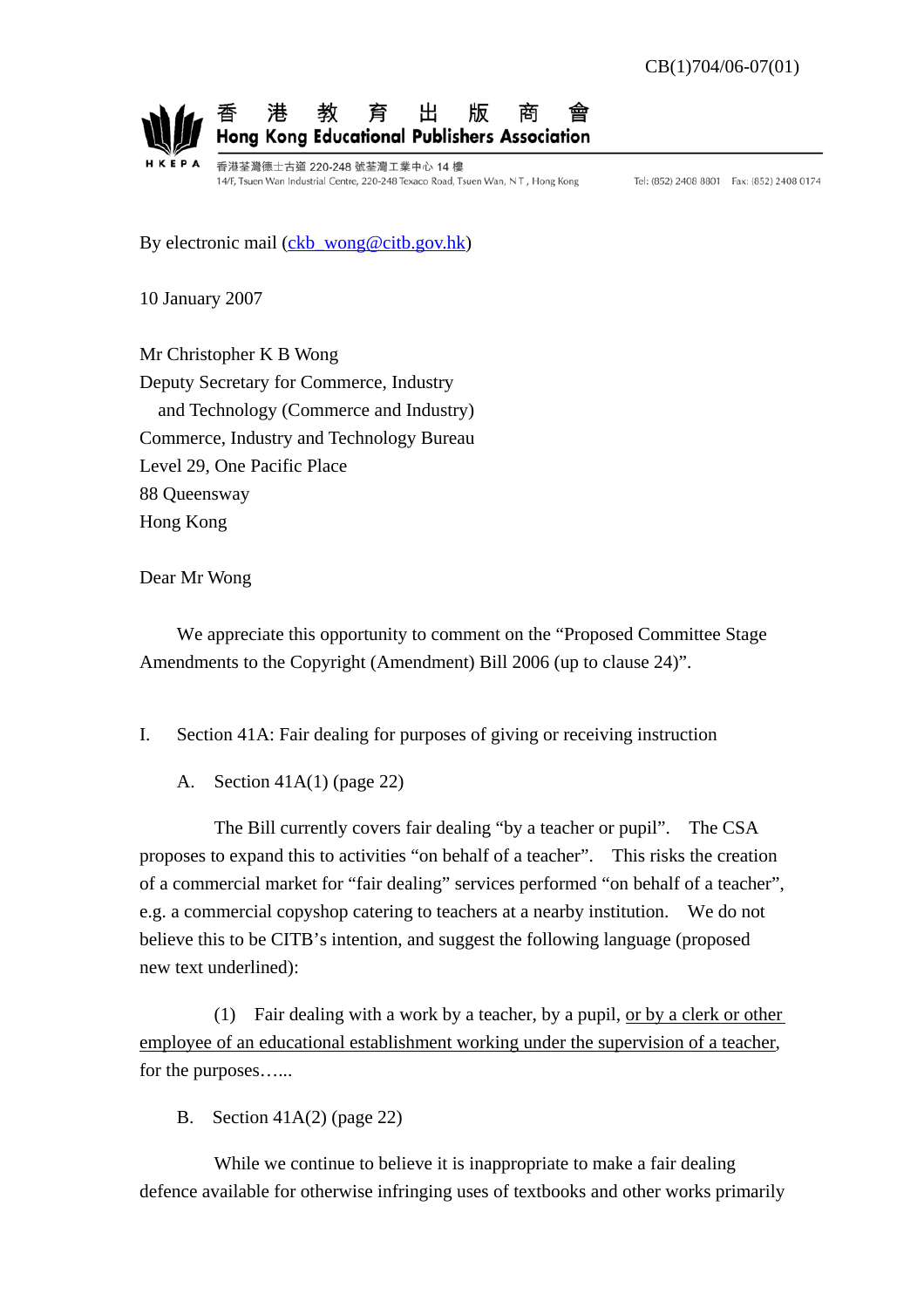CB(1)704/06-07(01)

香 港 教 育 出 版 商 會
**Hong Kong Educational Publishers Association**

HKEPA

香港荃灣德士古道 220-248 號荃灣工業中心 14 樓
14/F, Tsuen Wan Industrial Centre, 220-248 Texaco Road, Tsuen Wan, NT, Hong Kong

Tel: (852) 2408 8801 Fax: (852) 2408 0174

By electronic mail (ckb_wong@citb.gov.hk)

10 January 2007

Mr Christopher K B Wong
Deputy Secretary for Commerce, Industry
and Technology (Commerce and Industry)
Commerce, Industry and Technology Bureau
Level 29, One Pacific Place
88 Queensway
Hong Kong

Dear Mr Wong

We appreciate this opportunity to comment on the "Proposed Committee Stage Amendments to the Copyright (Amendment) Bill 2006 (up to clause 24)".

I. Section 41A: Fair dealing for purposes of giving or receiving instruction

A. Section 41A(1) (page 22)

The Bill currently covers fair dealing "by a teacher or pupil". The CSA proposes to expand this to activities "on behalf of a teacher". This risks the creation of a commercial market for "fair dealing" services performed "on behalf of a teacher", e.g. a commercial copyshop catering to teachers at a nearby institution. We do not believe this to be CITB's intention, and suggest the following language (proposed new text underlined):

(1) Fair dealing with a work by a teacher, by a pupil, <u>or by a clerk or other employee of an educational establishment working under the supervision of a teacher</u>, for the purposes…...

B. Section 41A(2) (page 22)

While we continue to believe it is inappropriate to make a fair dealing defence available for otherwise infringing uses of textbooks and other works primarily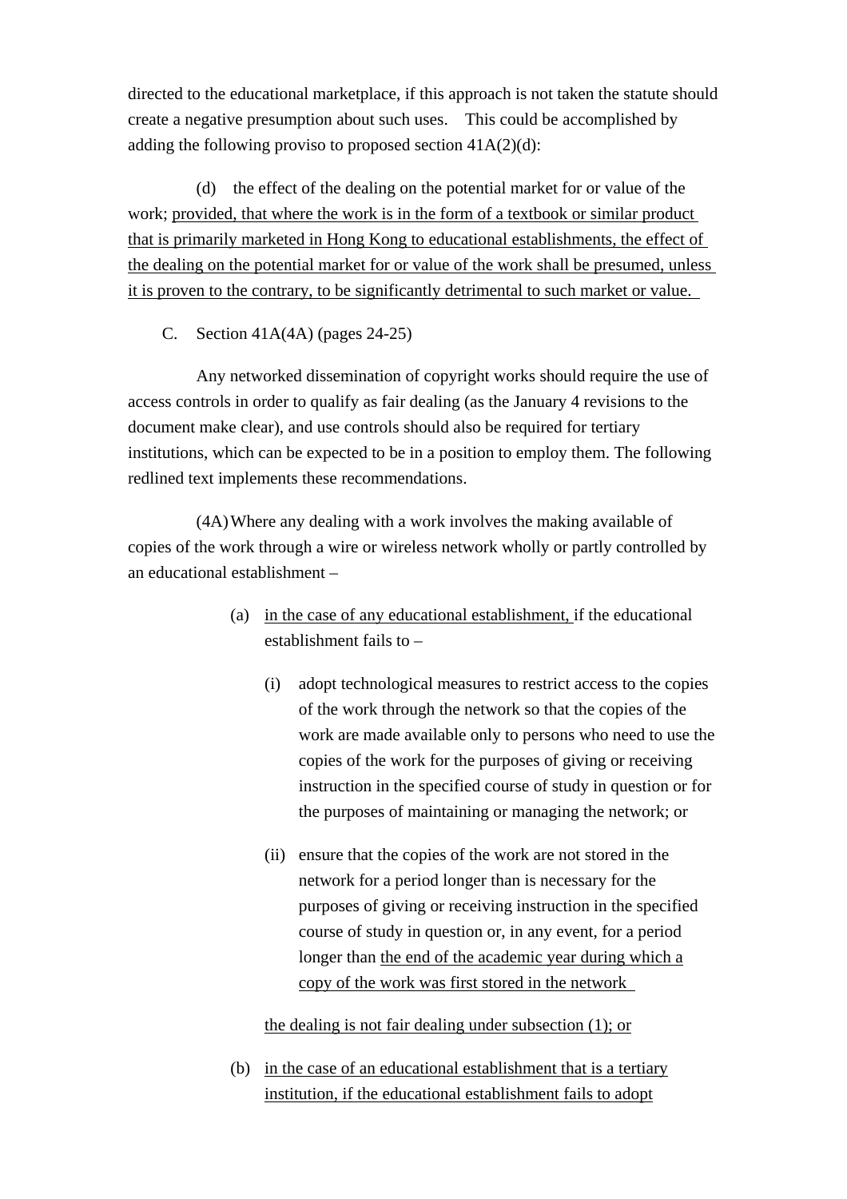directed to the educational marketplace, if this approach is not taken the statute should create a negative presumption about such uses. This could be accomplished by adding the following proviso to proposed section 41A(2)(d):

(d) the effect of the dealing on the potential market for or value of the work; <u>provided, that where the work is in the form of a textbook or similar product that is primarily marketed in Hong Kong to educational establishments, the effect of the dealing on the potential market for or value of the work shall be presumed, unless it is proven to the contrary, to be significantly detrimental to such market or value.</u>

C. Section 41A(4A) (pages 24-25)

Any networked dissemination of copyright works should require the use of access controls in order to qualify as fair dealing (as the January 4 revisions to the document make clear), and use controls should also be required for tertiary institutions, which can be expected to be in a position to employ them. The following redlined text implements these recommendations.

(4A) Where any dealing with a work involves the making available of copies of the work through a wire or wireless network wholly or partly controlled by an educational establishment –

(a) <u>in the case of any educational establishment,</u> if the educational establishment fails to –

(i) adopt technological measures to restrict access to the copies of the work through the network so that the copies of the work are made available only to persons who need to use the copies of the work for the purposes of giving or receiving instruction in the specified course of study in question or for the purposes of maintaining or managing the network; or

(ii) ensure that the copies of the work are not stored in the network for a period longer than is necessary for the purposes of giving or receiving instruction in the specified course of study in question or, in any event, for a period longer than <u>the end of the academic year during which a copy of the work was first stored in the network</u>

<u>the dealing is not fair dealing under subsection (1); or</u>

(b) <u>in the case of an educational establishment that is a tertiary institution, if the educational establishment fails to adopt</u>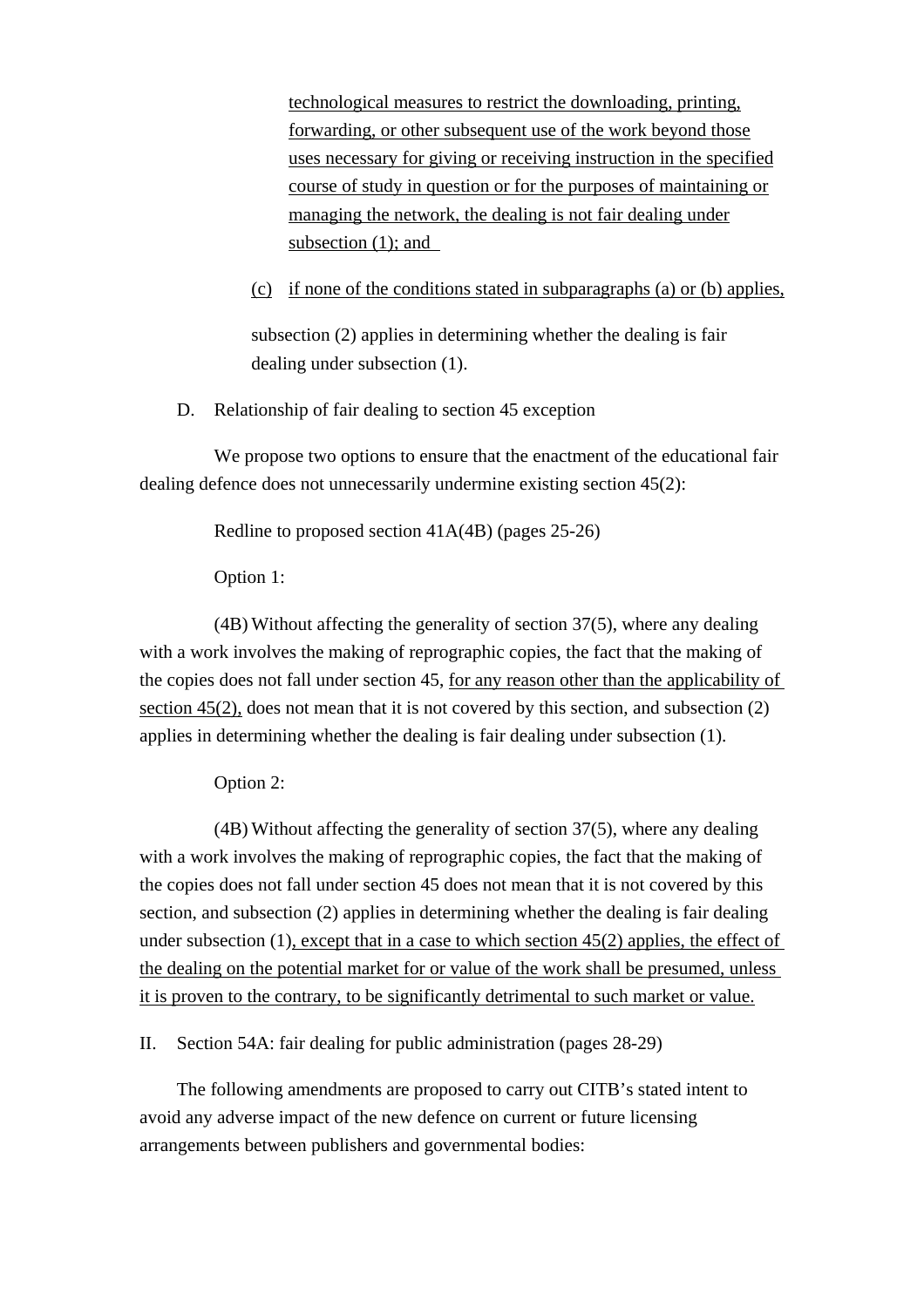technological measures to restrict the downloading, printing, forwarding, or other subsequent use of the work beyond those uses necessary for giving or receiving instruction in the specified course of study in question or for the purposes of maintaining or managing the network, the dealing is not fair dealing under subsection (1); and

(c) if none of the conditions stated in subparagraphs (a) or (b) applies,

subsection (2) applies in determining whether the dealing is fair dealing under subsection (1).

D. Relationship of fair dealing to section 45 exception

We propose two options to ensure that the enactment of the educational fair dealing defence does not unnecessarily undermine existing section 45(2):

Redline to proposed section 41A(4B) (pages 25-26)

Option 1:

(4B) Without affecting the generality of section 37(5), where any dealing with a work involves the making of reprographic copies, the fact that the making of the copies does not fall under section 45, for any reason other than the applicability of section 45(2), does not mean that it is not covered by this section, and subsection (2) applies in determining whether the dealing is fair dealing under subsection (1).

Option 2:

(4B) Without affecting the generality of section 37(5), where any dealing with a work involves the making of reprographic copies, the fact that the making of the copies does not fall under section 45 does not mean that it is not covered by this section, and subsection (2) applies in determining whether the dealing is fair dealing under subsection (1), except that in a case to which section 45(2) applies, the effect of the dealing on the potential market for or value of the work shall be presumed, unless it is proven to the contrary, to be significantly detrimental to such market or value.

II. Section 54A: fair dealing for public administration (pages 28-29)

The following amendments are proposed to carry out CITB's stated intent to avoid any adverse impact of the new defence on current or future licensing arrangements between publishers and governmental bodies: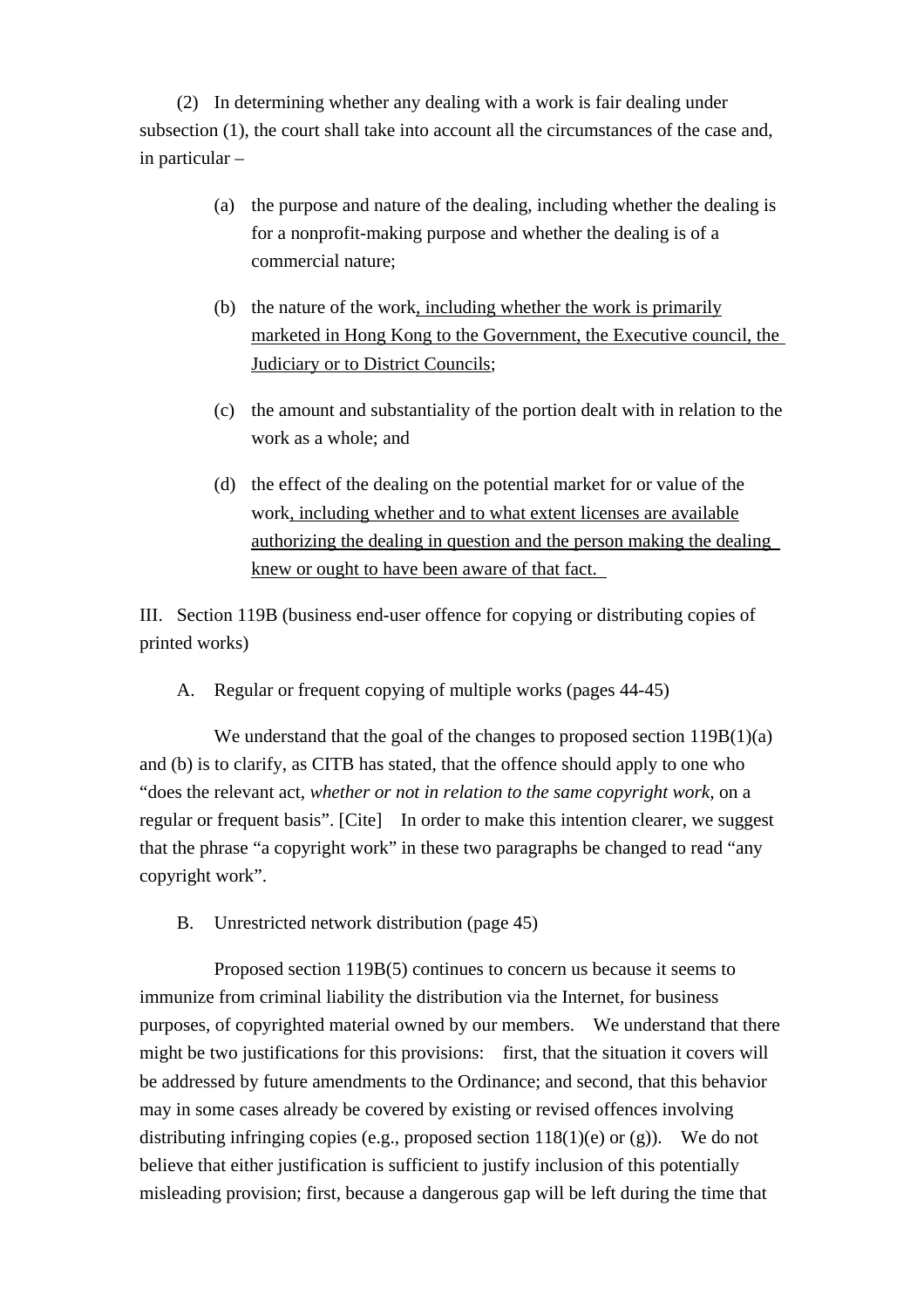(2) In determining whether any dealing with a work is fair dealing under subsection (1), the court shall take into account all the circumstances of the case and, in particular –

(a) the purpose and nature of the dealing, including whether the dealing is for a nonprofit-making purpose and whether the dealing is of a commercial nature;

(b) the nature of the work<u>, including whether the work is primarily marketed in Hong Kong to the Government, the Executive council, the Judiciary or to District Councils</u>;

(c) the amount and substantiality of the portion dealt with in relation to the work as a whole; and

(d) the effect of the dealing on the potential market for or value of the work<u>, including whether and to what extent licenses are available authorizing the dealing in question and the person making the dealing knew or ought to have been aware of that fact.</u>

III. Section 119B (business end-user offence for copying or distributing copies of printed works)

A. Regular or frequent copying of multiple works (pages 44-45)

We understand that the goal of the changes to proposed section 119B(1)(a) and (b) is to clarify, as CITB has stated, that the offence should apply to one who "does the relevant act, *whether or not in relation to the same copyright work,* on a regular or frequent basis". [Cite] In order to make this intention clearer, we suggest that the phrase "a copyright work" in these two paragraphs be changed to read "any copyright work".

B. Unrestricted network distribution (page 45)

Proposed section 119B(5) continues to concern us because it seems to immunize from criminal liability the distribution via the Internet, for business purposes, of copyrighted material owned by our members. We understand that there might be two justifications for this provisions: first, that the situation it covers will be addressed by future amendments to the Ordinance; and second, that this behavior may in some cases already be covered by existing or revised offences involving distributing infringing copies (e.g., proposed section 118(1)(e) or (g)). We do not believe that either justification is sufficient to justify inclusion of this potentially misleading provision; first, because a dangerous gap will be left during the time that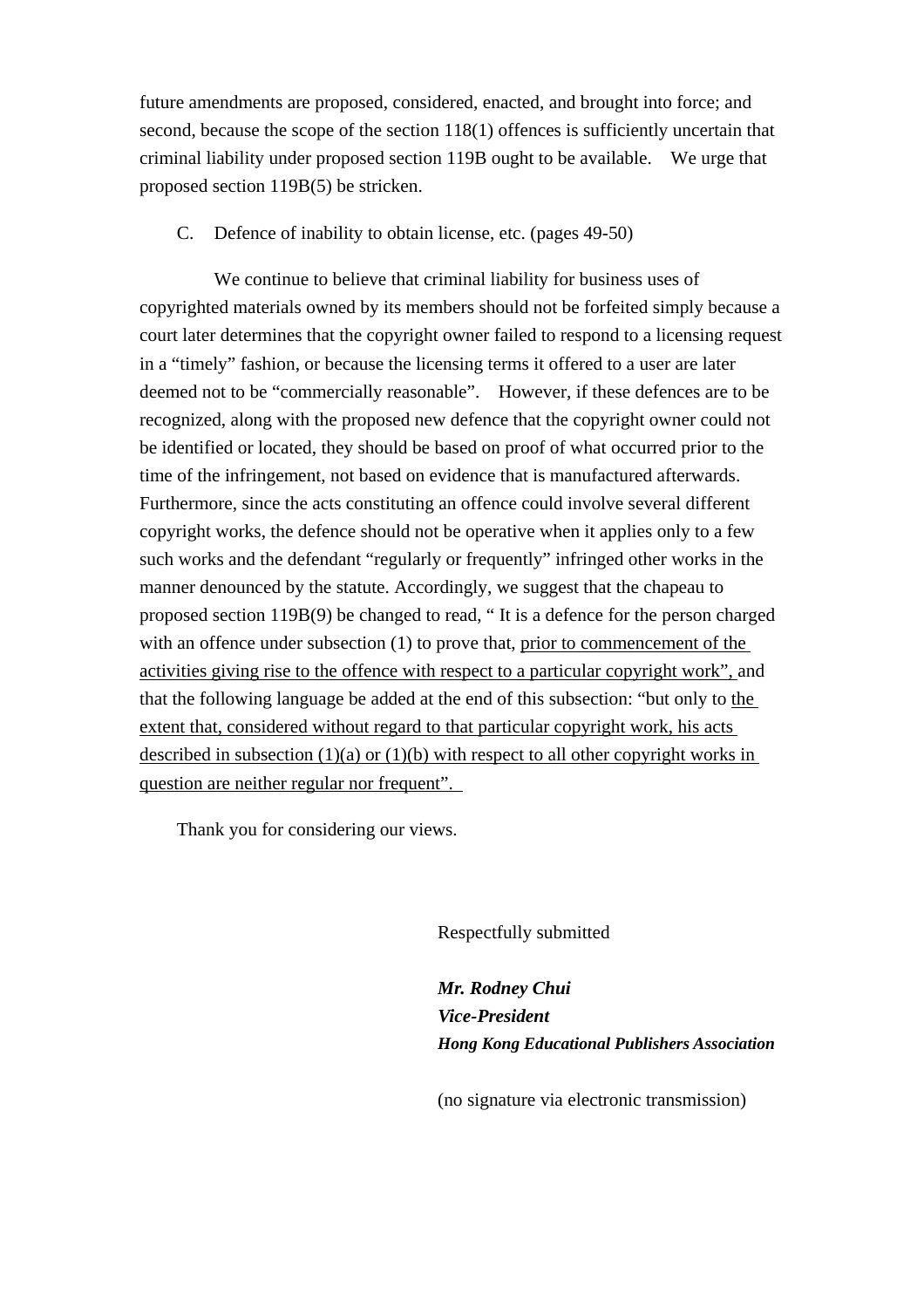future amendments are proposed, considered, enacted, and brought into force; and second, because the scope of the section 118(1) offences is sufficiently uncertain that criminal liability under proposed section 119B ought to be available. We urge that proposed section 119B(5) be stricken.

C. Defence of inability to obtain license, etc. (pages 49-50)

We continue to believe that criminal liability for business uses of copyrighted materials owned by its members should not be forfeited simply because a court later determines that the copyright owner failed to respond to a licensing request in a "timely" fashion, or because the licensing terms it offered to a user are later deemed not to be "commercially reasonable". However, if these defences are to be recognized, along with the proposed new defence that the copyright owner could not be identified or located, they should be based on proof of what occurred prior to the time of the infringement, not based on evidence that is manufactured afterwards. Furthermore, since the acts constituting an offence could involve several different copyright works, the defence should not be operative when it applies only to a few such works and the defendant "regularly or frequently" infringed other works in the manner denounced by the statute. Accordingly, we suggest that the chapeau to proposed section 119B(9) be changed to read, " It is a defence for the person charged with an offence under subsection (1) to prove that, <u>prior to commencement of the activities giving rise to the offence with respect to a particular copyright work",</u> and that the following language be added at the end of this subsection: "but only to <u>the extent that, considered without regard to that particular copyright work, his acts described in subsection (1)(a) or (1)(b) with respect to all other copyright works in question are neither regular nor frequent".</u>

Thank you for considering our views.

Respectfully submitted

***Mr. Rodney Chui***
***Vice-President***
***Hong Kong Educational Publishers Association***

(no signature via electronic transmission)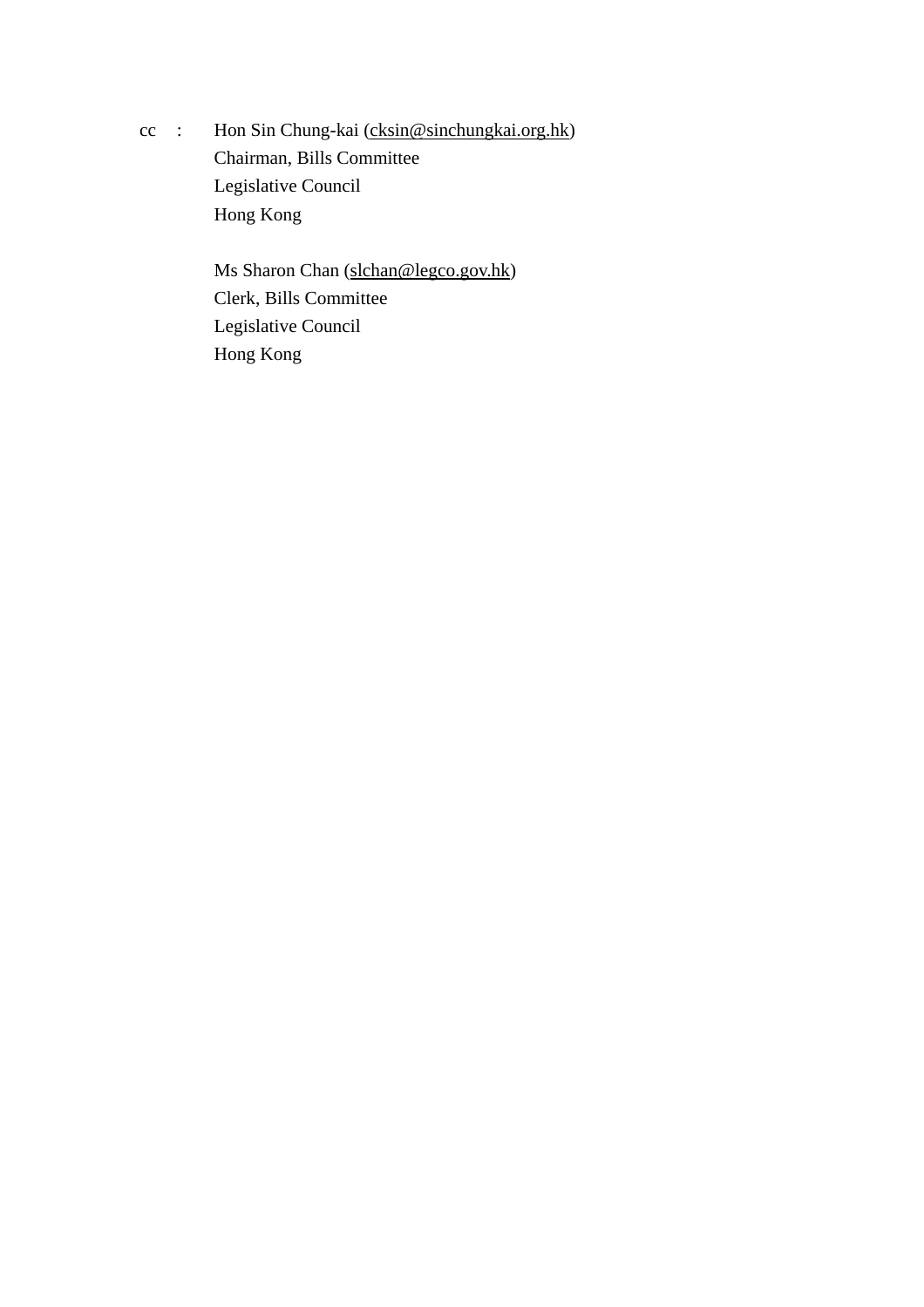cc : Hon Sin Chung-kai (cksin@sinchungkai.org.hk)
Chairman, Bills Committee
Legislative Council
Hong Kong

Ms Sharon Chan (slchan@legco.gov.hk)
Clerk, Bills Committee
Legislative Council
Hong Kong